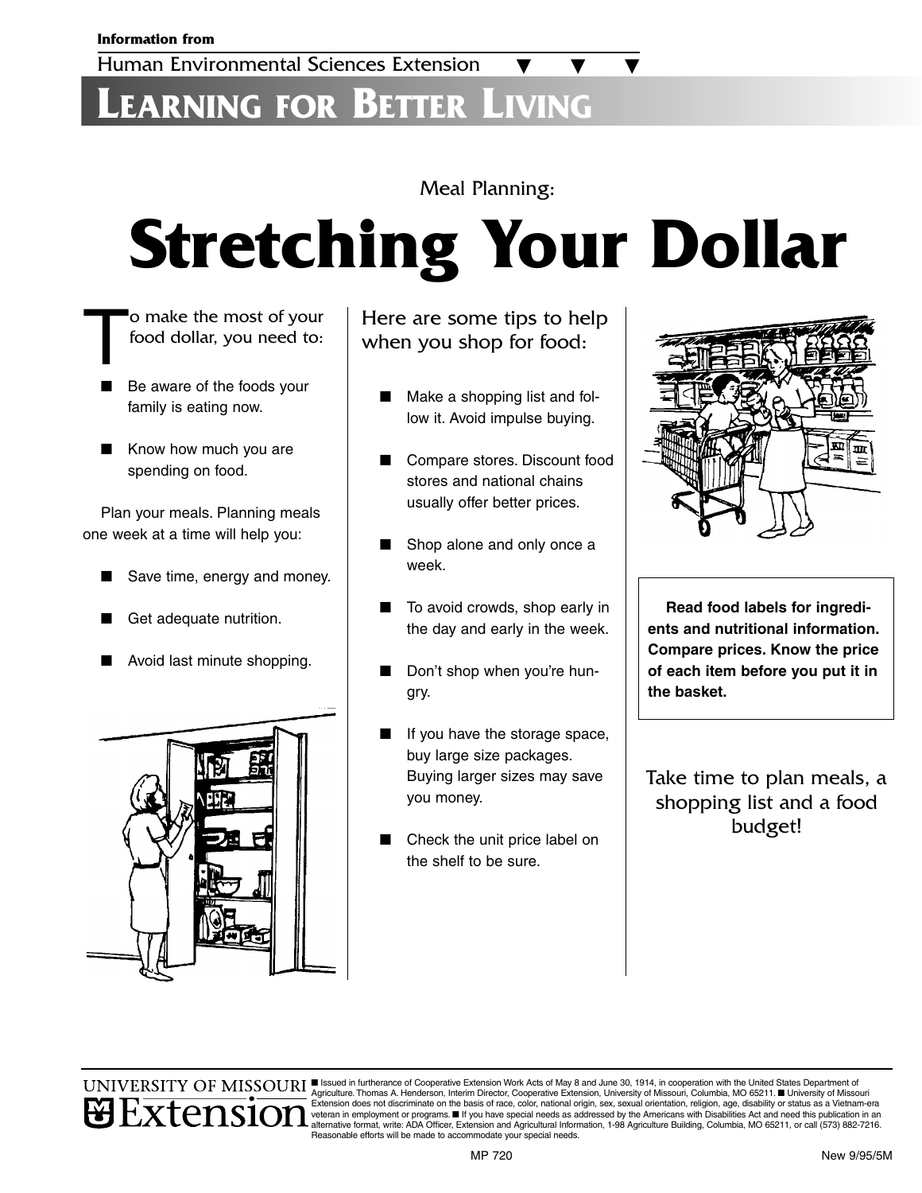**Information from**

Human Environmental Sciences Extension

# LEARNING FOR BETTER LIVING

Meal Planning:

# Stretching Your Dollar

To make the most of your food dollar, you need to:

- Be aware of the foods your family is eating now.
- Know how much you are spending on food.

Plan your meals. Planning meals one week at a time will help you:

- Save time, energy and money.
- Get adequate nutrition.
- Avoid last minute shopping.

Here are some tips to help when you shop for food:

- Make a shopping list and follow it. Avoid impulse buying.
- Compare stores. Discount food stores and national chains usually offer better prices.
- Shop alone and only once a week.
- To avoid crowds, shop early in the day and early in the week.
- Don't shop when you're hungry.
- If you have the storage space, buy large size packages. Buying larger sizes may save you money.
- Check the unit price label on the shelf to be sure.

**Read food labels for ingredients and nutritional information. Compare prices. Know the price of each item before you put it in the basket.**

Take time to plan meals, a shopping list and a food budget!

UNIVERSITY OF MISSOURI Extension

Issued in furtherance of Cooperative Extension Work Acts of May 8 and June 30, 1914, in cooperation with the United States Department of Agriculture. Thomas A. Henderson, Interim Director, Cooperative Extension, University of Missouri, Columbia, MO 65211. University of Missouri Extension does not discriminate on the basis of race, color, national origin, sex, sexual orientation, religion, age, disability or status as a Vietnam-era veteran in employment or programs. If you have special needs as addressed by the Americans with Disabilities Act and need this publication in an alternative format, write: ADA Officer, Extension and Agricultural Information, 1-98 Agriculture Building, Columbia, MO 65211, or call (573) 882-7216. Reasonable efforts will be made to accommodate your special needs.

MP 720 New 9/95/5M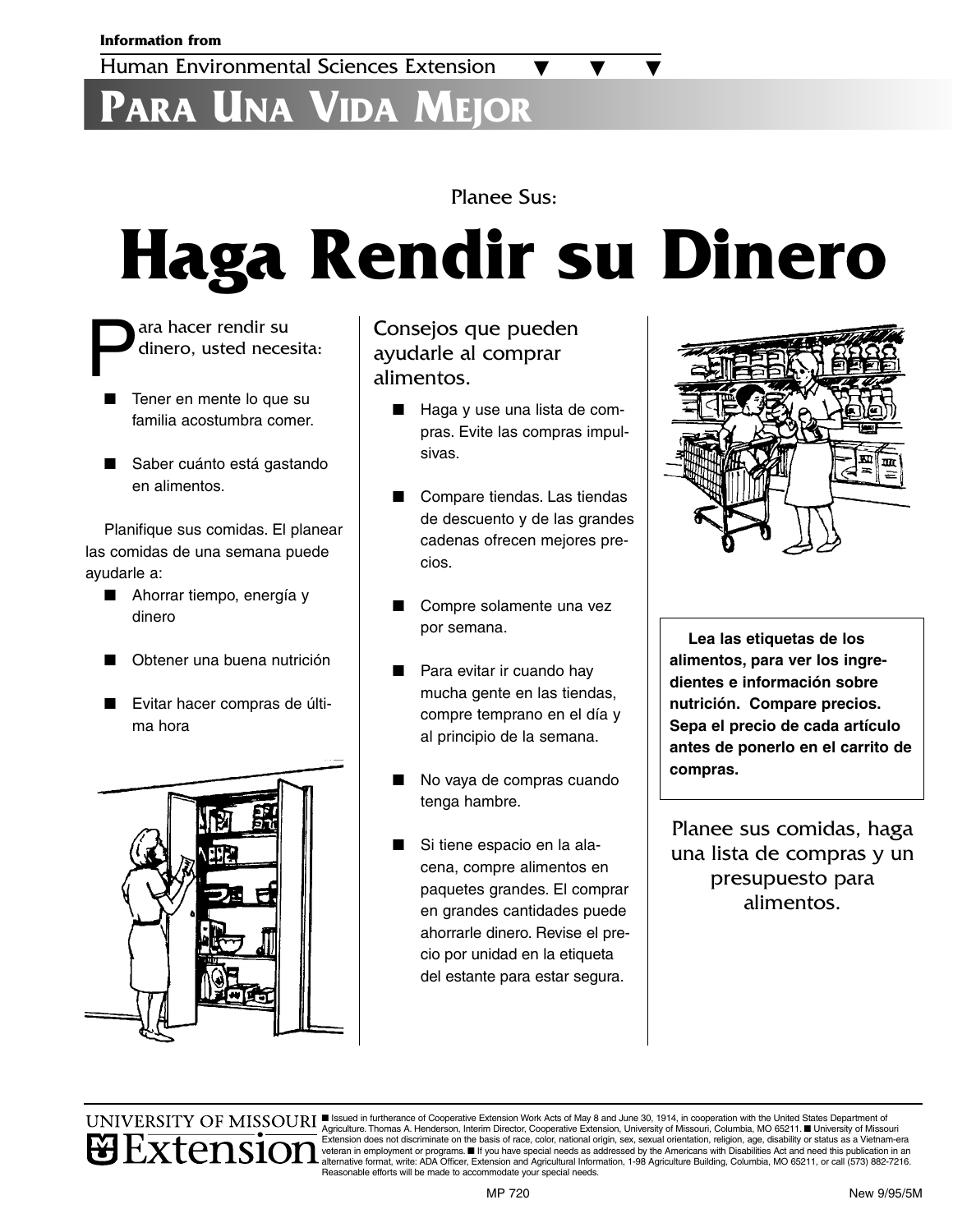Information from

Human Environmental Sciences Extension

# PARA UNA VIDA MEJOR

Planee Sus:

# Haga Rendir su Dinero

Para hacer rendir su dinero, usted necesita:

- Tener en mente lo que su familia acostumbra comer.
- Saber cuánto está gastando en alimentos.

Planifique sus comidas. El planear las comidas de una semana puede ayudarle a:

- Ahorrar tiempo, energía y dinero
- Obtener una buena nutrición
- Evitar hacer compras de última hora

## Consejos que pueden ayudarle al comprar alimentos.

- Haga y use una lista de compras. Evite las compras impulsivas.
- Compare tiendas. Las tiendas de descuento y de las grandes cadenas ofrecen mejores precios.
- Compre solamente una vez por semana.
- Para evitar ir cuando hay mucha gente en las tiendas, compre temprano en el día y al principio de la semana.
- No vaya de compras cuando tenga hambre.
- Si tiene espacio en la alacena, compre alimentos en paquetes grandes. El comprar en grandes cantidades puede ahorrarle dinero. Revise el precio por unidad en la etiqueta del estante para estar segura.

**Lea las etiquetas de los alimentos, para ver los ingredientes e información sobre nutrición. Compare precios. Sepa el precio de cada artículo antes de ponerlo en el carrito de compras.**

Planee sus comidas, haga una lista de compras y un presupuesto para alimentos.

UNIVERSITY OF MISSOURI Extension

■ Issued in furtherance of Cooperative Extension Work Acts of May 8 and June 30, 1914, in cooperation with the United States Department of Agriculture. Thomas A. Henderson, Interim Director, Cooperative Extension, University of Missouri, Columbia, MO 65211. ■ University of Missouri Extension does not discriminate on the basis of race, color, national origin, sex, sexual orientation, religion, age, disability or status as a Vietnam-era veteran in employment or programs. ■ If you have special needs as addressed by the Americans with Disabilities Act and need this publication in an alternative format, write: ADA Officer, Extension and Agricultural Information, 1-98 Agriculture Building, Columbia, MO 65211, or call (573) 882-7216. Reasonable efforts will be made to accommodate your special needs.

MP 720 New 9/95/5M